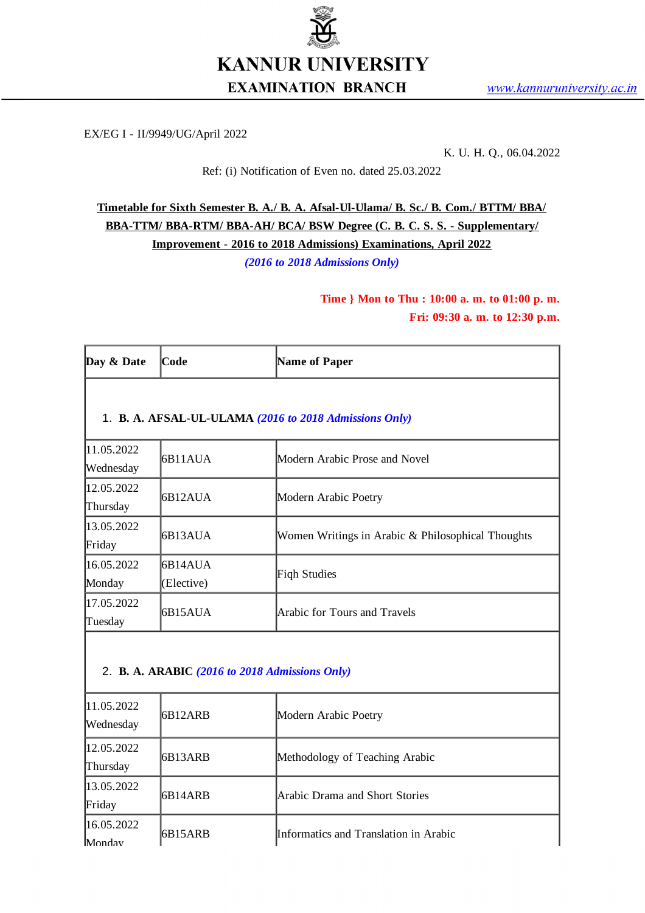# KANNUR UNIVERSITY

## EXAMINATION BRANCH

www.kannuruniversity.ac.in

EX/EG I - II/9949/UG/April 2022

K. U. H. Q., 06.04.2022

Ref: (i) Notification of Even no. dated 25.03.2022

**Timetable for Sixth Semester B. A./ B. A. Afsal-Ul-Ulama/ B. Sc./ B. Com./ BTTM/ BBA/ BBA-TTM/ BBA-RTM/ BBA-AH/ BCA/ BSW Degree (C. B. C. S. S. - Supplementary/ Improvement - 2016 to 2018 Admissions) Examinations, April 2022**

*(2016 to 2018 Admissions Only)*

**Time } Mon to Thu : 10:00 a. m. to 01:00 p. m.**
**Fri: 09:30 a. m. to 12:30 p.m.**

| Day & Date | Code | Name of Paper |
|---|---|---|
| 1. **B. A. AFSAL-UL-ULAMA** *(2016 to 2018 Admissions Only)* | | |
| 11.05.2022 Wednesday | 6B11AUA | Modern Arabic Prose and Novel |
| 12.05.2022 Thursday | 6B12AUA | Modern Arabic Poetry |
| 13.05.2022 Friday | 6B13AUA | Women Writings in Arabic & Philosophical Thoughts |
| 16.05.2022 Monday | 6B14AUA (Elective) | Fiqh Studies |
| 17.05.2022 Tuesday | 6B15AUA | Arabic for Tours and Travels |
| 2. **B. A. ARABIC** *(2016 to 2018 Admissions Only)* | | |
| 11.05.2022 Wednesday | 6B12ARB | Modern Arabic Poetry |
| 12.05.2022 Thursday | 6B13ARB | Methodology of Teaching Arabic |
| 13.05.2022 Friday | 6B14ARB | Arabic Drama and Short Stories |
| 16.05.2022 Monday | 6B15ARB | Informatics and Translation in Arabic |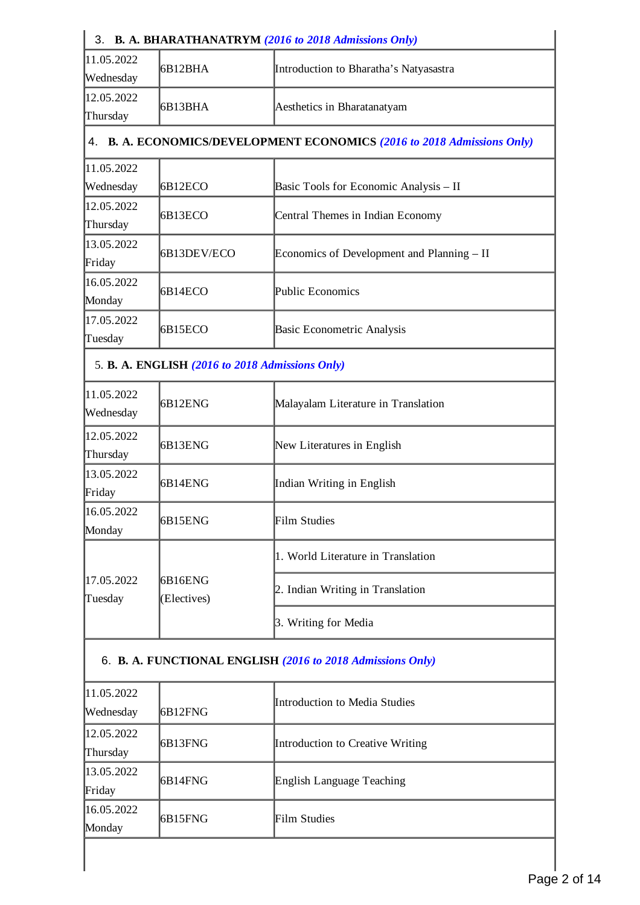3. **B. A. BHARATHANATRYM** ***(2016 to 2018 Admissions Only)***

| | | |
|---|---|---|
| 11.05.2022 Wednesday | 6B12BHA | Introduction to Bharatha's Natyasastra |
| 12.05.2022 Thursday | 6B13BHA | Aesthetics in Bharatanatyam |

4. **B. A. ECONOMICS/DEVELOPMENT ECONOMICS** ***(2016 to 2018 Admissions Only)***

| | | |
|---|---|---|
| 11.05.2022 Wednesday | 6B12ECO | Basic Tools for Economic Analysis – II |
| 12.05.2022 Thursday | 6B13ECO | Central Themes in Indian Economy |
| 13.05.2022 Friday | 6B13DEV/ECO | Economics of Development and Planning – II |
| 16.05.2022 Monday | 6B14ECO | Public Economics |
| 17.05.2022 Tuesday | 6B15ECO | Basic Econometric Analysis |

5. **B. A. ENGLISH** ***(2016 to 2018 Admissions Only)***

| | | |
|---|---|---|
| 11.05.2022 Wednesday | 6B12ENG | Malayalam Literature in Translation |
| 12.05.2022 Thursday | 6B13ENG | New Literatures in English |
| 13.05.2022 Friday | 6B14ENG | Indian Writing in English |
| 16.05.2022 Monday | 6B15ENG | Film Studies |
| 17.05.2022 Tuesday | 6B16ENG (Electives) | 1. World Literature in Translation |
| | | 2. Indian Writing in Translation |
| | | 3. Writing for Media |

6. **B. A. FUNCTIONAL ENGLISH** ***(2016 to 2018 Admissions Only)***

| | | |
|---|---|---|
| 11.05.2022 Wednesday | 6B12FNG | Introduction to Media Studies |
| 12.05.2022 Thursday | 6B13FNG | Introduction to Creative Writing |
| 13.05.2022 Friday | 6B14FNG | English Language Teaching |
| 16.05.2022 Monday | 6B15FNG | Film Studies |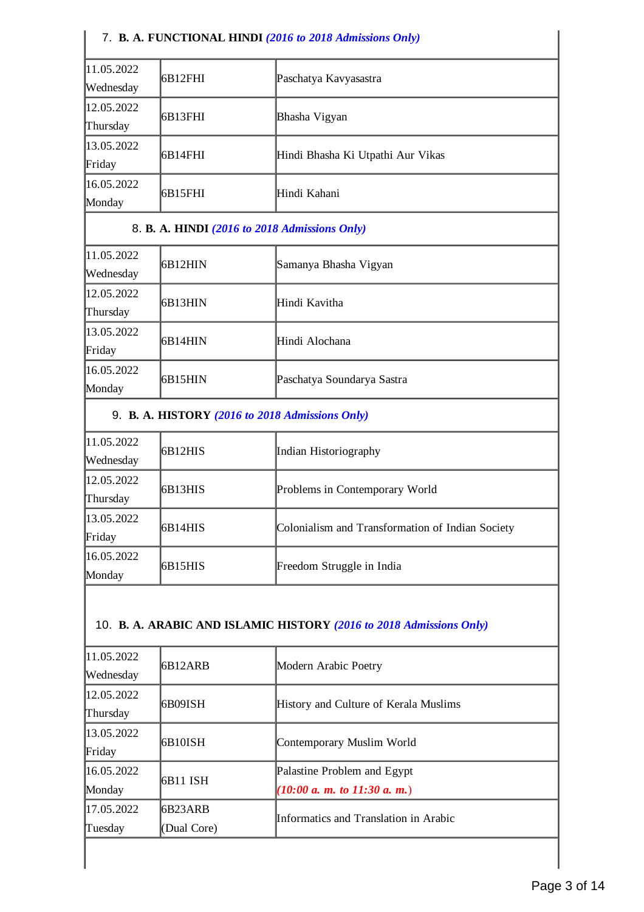7. **B. A. FUNCTIONAL HINDI** ***(2016 to 2018 Admissions Only)***

| | | |
|---|---|---|
| 11.05.2022 Wednesday | 6B12FHI | Paschatya Kavyasastra |
| 12.05.2022 Thursday | 6B13FHI | Bhasha Vigyan |
| 13.05.2022 Friday | 6B14FHI | Hindi Bhasha Ki Utpathi Aur Vikas |
| 16.05.2022 Monday | 6B15FHI | Hindi Kahani |

8. **B. A. HINDI** ***(2016 to 2018 Admissions Only)***

| | | |
|---|---|---|
| 11.05.2022 Wednesday | 6B12HIN | Samanya Bhasha Vigyan |
| 12.05.2022 Thursday | 6B13HIN | Hindi Kavitha |
| 13.05.2022 Friday | 6B14HIN | Hindi Alochana |
| 16.05.2022 Monday | 6B15HIN | Paschatya Soundarya Sastra |

9. **B. A. HISTORY** ***(2016 to 2018 Admissions Only)***

| | | |
|---|---|---|
| 11.05.2022 Wednesday | 6B12HIS | Indian Historiography |
| 12.05.2022 Thursday | 6B13HIS | Problems in Contemporary World |
| 13.05.2022 Friday | 6B14HIS | Colonialism and Transformation of Indian Society |
| 16.05.2022 Monday | 6B15HIS | Freedom Struggle in India |

10. **B. A. ARABIC AND ISLAMIC HISTORY** ***(2016 to 2018 Admissions Only)***

| | | |
|---|---|---|
| 11.05.2022 Wednesday | 6B12ARB | Modern Arabic Poetry |
| 12.05.2022 Thursday | 6B09ISH | History and Culture of Kerala Muslims |
| 13.05.2022 Friday | 6B10ISH | Contemporary Muslim World |
| 16.05.2022 Monday | 6B11 ISH | Palastine Problem and Egypt ***(10:00 a. m. to 11:30 a. m.)*** |
| 17.05.2022 Tuesday | 6B23ARB (Dual Core) | Informatics and Translation in Arabic |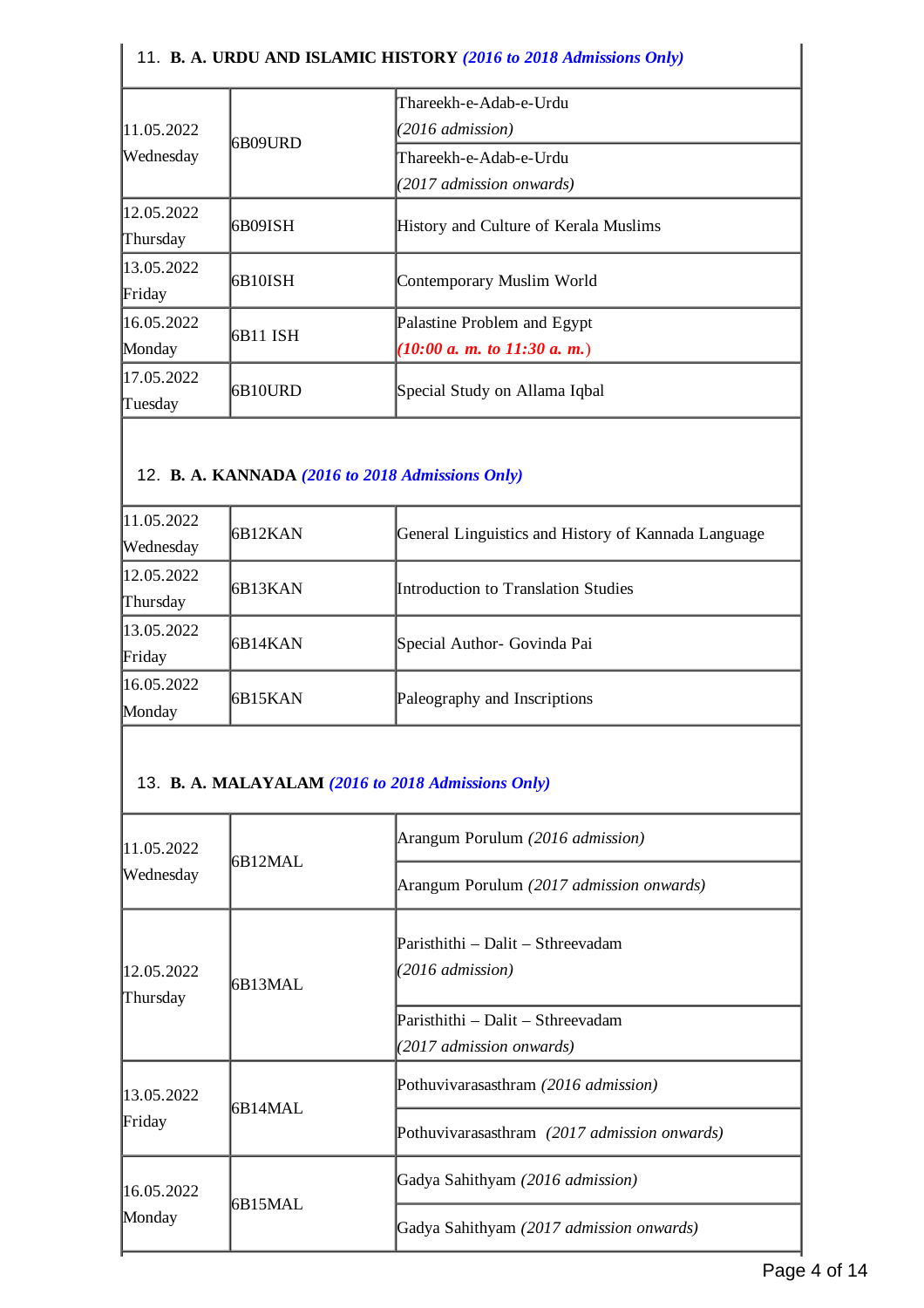11. **B. A. URDU AND ISLAMIC HISTORY** ***(2016 to 2018 Admissions Only)***

| | | |
|---|---|---|
| 11.05.2022 Wednesday | 6B09URD | Thareekh-e-Adab-e-Urdu *(2016 admission)* |
| | | Thareekh-e-Adab-e-Urdu *(2017 admission onwards)* |
| 12.05.2022 Thursday | 6B09ISH | History and Culture of Kerala Muslims |
| 13.05.2022 Friday | 6B10ISH | Contemporary Muslim World |
| 16.05.2022 Monday | 6B11 ISH | Palastine Problem and Egypt ***(10:00 a. m. to 11:30 a. m.)*** |
| 17.05.2022 Tuesday | 6B10URD | Special Study on Allama Iqbal |

12. **B. A. KANNADA** ***(2016 to 2018 Admissions Only)***

| | | |
|---|---|---|
| 11.05.2022 Wednesday | 6B12KAN | General Linguistics and History of Kannada Language |
| 12.05.2022 Thursday | 6B13KAN | Introduction to Translation Studies |
| 13.05.2022 Friday | 6B14KAN | Special Author- Govinda Pai |
| 16.05.2022 Monday | 6B15KAN | Paleography and Inscriptions |

13. **B. A. MALAYALAM** ***(2016 to 2018 Admissions Only)***

| | | |
|---|---|---|
| 11.05.2022 Wednesday | 6B12MAL | Arangum Porulum *(2016 admission)* |
| | | Arangum Porulum *(2017 admission onwards)* |
| 12.05.2022 Thursday | 6B13MAL | Paristhithi – Dalit – Sthreevadam *(2016 admission)* |
| | | Paristhithi – Dalit – Sthreevadam *(2017 admission onwards)* |
| 13.05.2022 Friday | 6B14MAL | Pothuvivarasasthram *(2016 admission)* |
| | | Pothuvivarasasthram *(2017 admission onwards)* |
| 16.05.2022 Monday | 6B15MAL | Gadya Sahithyam *(2016 admission)* |
| | | Gadya Sahithyam *(2017 admission onwards)* |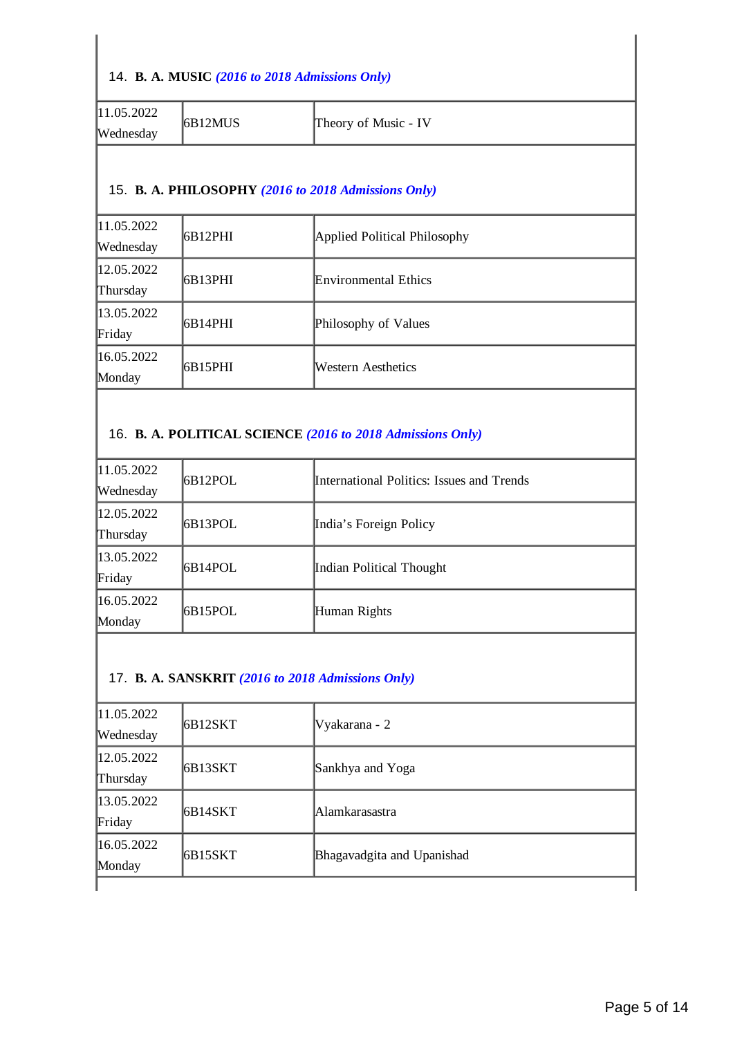14. **B. A. MUSIC** ***(2016 to 2018 Admissions Only)***

| | | |
|---|---|---|
| 11.05.2022 Wednesday | 6B12MUS | Theory of Music - IV |

15. **B. A. PHILOSOPHY** ***(2016 to 2018 Admissions Only)***

| | | |
|---|---|---|
| 11.05.2022 Wednesday | 6B12PHI | Applied Political Philosophy |
| 12.05.2022 Thursday | 6B13PHI | Environmental Ethics |
| 13.05.2022 Friday | 6B14PHI | Philosophy of Values |
| 16.05.2022 Monday | 6B15PHI | Western Aesthetics |

16. **B. A. POLITICAL SCIENCE** ***(2016 to 2018 Admissions Only)***

| | | |
|---|---|---|
| 11.05.2022 Wednesday | 6B12POL | International Politics: Issues and Trends |
| 12.05.2022 Thursday | 6B13POL | India's Foreign Policy |
| 13.05.2022 Friday | 6B14POL | Indian Political Thought |
| 16.05.2022 Monday | 6B15POL | Human Rights |

17. **B. A. SANSKRIT** ***(2016 to 2018 Admissions Only)***

| | | |
|---|---|---|
| 11.05.2022 Wednesday | 6B12SKT | Vyakarana - 2 |
| 12.05.2022 Thursday | 6B13SKT | Sankhya and Yoga |
| 13.05.2022 Friday | 6B14SKT | Alamkarasastra |
| 16.05.2022 Monday | 6B15SKT | Bhagavadgita and Upanishad |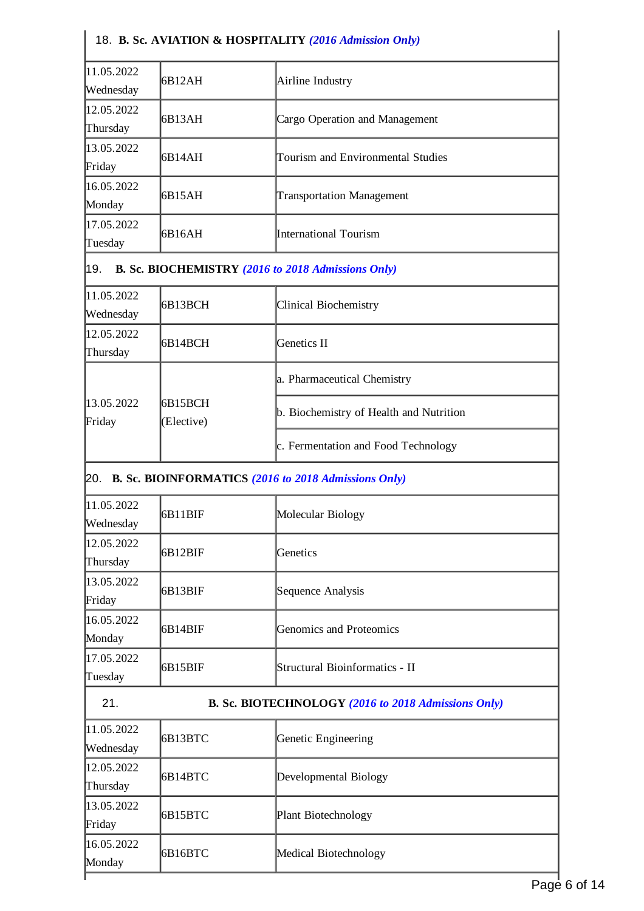| 18. **B. Sc. AVIATION & HOSPITALITY** ***(2016 Admission Only)*** | | |
|---|---|---|
| 11.05.2022 Wednesday | 6B12AH | Airline Industry |
| 12.05.2022 Thursday | 6B13AH | Cargo Operation and Management |
| 13.05.2022 Friday | 6B14AH | Tourism and Environmental Studies |
| 16.05.2022 Monday | 6B15AH | Transportation Management |
| 17.05.2022 Tuesday | 6B16AH | International Tourism |
| 19. **B. Sc. BIOCHEMISTRY** ***(2016 to 2018 Admissions Only)*** | | |
| 11.05.2022 Wednesday | 6B13BCH | Clinical Biochemistry |
| 12.05.2022 Thursday | 6B14BCH | Genetics II |
| 13.05.2022 Friday | 6B15BCH (Elective) | a. Pharmaceutical Chemistry |
| | | b. Biochemistry of Health and Nutrition |
| | | c. Fermentation and Food Technology |
| 20. **B. Sc. BIOINFORMATICS** ***(2016 to 2018 Admissions Only)*** | | |
| 11.05.2022 Wednesday | 6B11BIF | Molecular Biology |
| 12.05.2022 Thursday | 6B12BIF | Genetics |
| 13.05.2022 Friday | 6B13BIF | Sequence Analysis |
| 16.05.2022 Monday | 6B14BIF | Genomics and Proteomics |
| 17.05.2022 Tuesday | 6B15BIF | Structural Bioinformatics - II |
| 21. **B. Sc. BIOTECHNOLOGY** ***(2016 to 2018 Admissions Only)*** | | |
| 11.05.2022 Wednesday | 6B13BTC | Genetic Engineering |
| 12.05.2022 Thursday | 6B14BTC | Developmental Biology |
| 13.05.2022 Friday | 6B15BTC | Plant Biotechnology |
| 16.05.2022 Monday | 6B16BTC | Medical Biotechnology |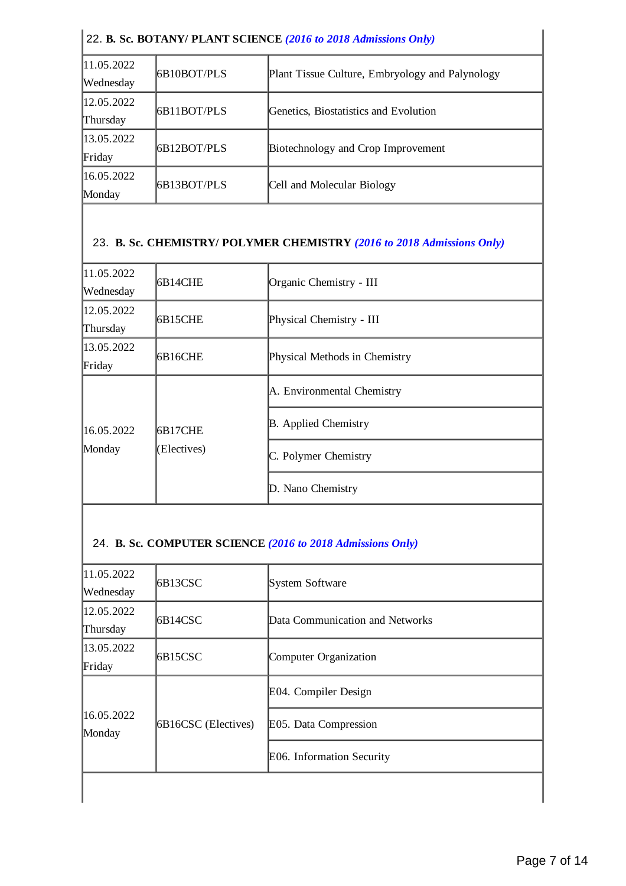22. **B. Sc. BOTANY/ PLANT SCIENCE** ***(2016 to 2018 Admissions Only)***

| | | |
|---|---|---|
| 11.05.2022 Wednesday | 6B10BOT/PLS | Plant Tissue Culture, Embryology and Palynology |
| 12.05.2022 Thursday | 6B11BOT/PLS | Genetics, Biostatistics and Evolution |
| 13.05.2022 Friday | 6B12BOT/PLS | Biotechnology and Crop Improvement |
| 16.05.2022 Monday | 6B13BOT/PLS | Cell and Molecular Biology |

23. **B. Sc. CHEMISTRY/ POLYMER CHEMISTRY** ***(2016 to 2018 Admissions Only)***

| | | |
|---|---|---|
| 11.05.2022 Wednesday | 6B14CHE | Organic Chemistry - III |
| 12.05.2022 Thursday | 6B15CHE | Physical Chemistry - III |
| 13.05.2022 Friday | 6B16CHE | Physical Methods in Chemistry |
| 16.05.2022 Monday | 6B17CHE (Electives) | A. Environmental Chemistry |
| | | B. Applied Chemistry |
| | | C. Polymer Chemistry |
| | | D. Nano Chemistry |

24. **B. Sc. COMPUTER SCIENCE** ***(2016 to 2018 Admissions Only)***

| | | |
|---|---|---|
| 11.05.2022 Wednesday | 6B13CSC | System Software |
| 12.05.2022 Thursday | 6B14CSC | Data Communication and Networks |
| 13.05.2022 Friday | 6B15CSC | Computer Organization |
| 16.05.2022 Monday | 6B16CSC (Electives) | E04. Compiler Design |
| | | E05. Data Compression |
| | | E06. Information Security |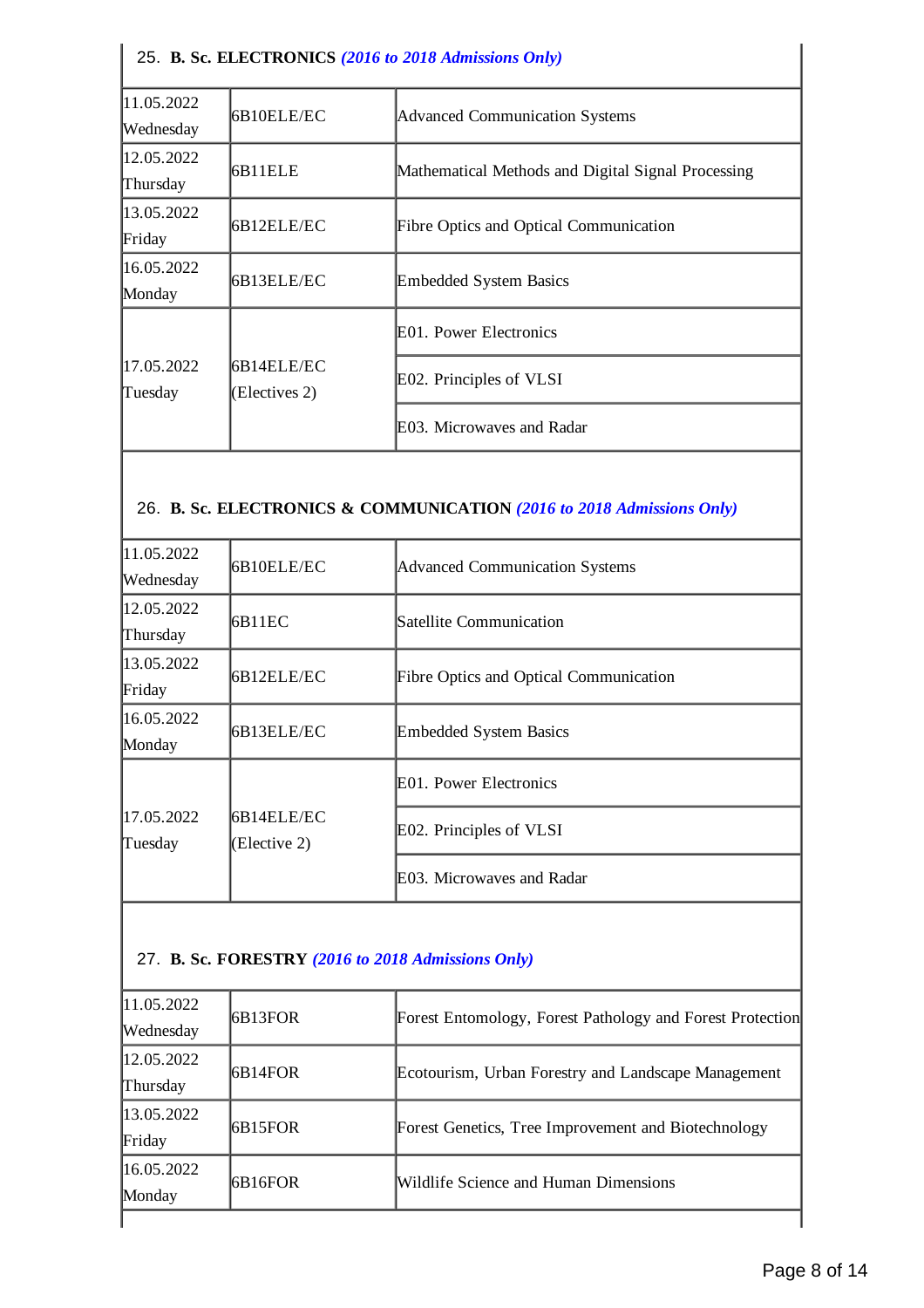25. **B. Sc. ELECTRONICS** ***(2016 to 2018 Admissions Only)***

| Date | Code | Subject |
|---|---|---|
| 11.05.2022 Wednesday | 6B10ELE/EC | Advanced Communication Systems |
| 12.05.2022 Thursday | 6B11ELE | Mathematical Methods and Digital Signal Processing |
| 13.05.2022 Friday | 6B12ELE/EC | Fibre Optics and Optical Communication |
| 16.05.2022 Monday | 6B13ELE/EC | Embedded System Basics |
| 17.05.2022 Tuesday | 6B14ELE/EC (Electives 2) | E01. Power Electronics |
| | | E02. Principles of VLSI |
| | | E03. Microwaves and Radar |

26. **B. Sc. ELECTRONICS & COMMUNICATION** ***(2016 to 2018 Admissions Only)***

| Date | Code | Subject |
|---|---|---|
| 11.05.2022 Wednesday | 6B10ELE/EC | Advanced Communication Systems |
| 12.05.2022 Thursday | 6B11EC | Satellite Communication |
| 13.05.2022 Friday | 6B12ELE/EC | Fibre Optics and Optical Communication |
| 16.05.2022 Monday | 6B13ELE/EC | Embedded System Basics |
| 17.05.2022 Tuesday | 6B14ELE/EC (Elective 2) | E01. Power Electronics |
| | | E02. Principles of VLSI |
| | | E03. Microwaves and Radar |

27. **B. Sc. FORESTRY** ***(2016 to 2018 Admissions Only)***

| Date | Code | Subject |
|---|---|---|
| 11.05.2022 Wednesday | 6B13FOR | Forest Entomology, Forest Pathology and Forest Protection |
| 12.05.2022 Thursday | 6B14FOR | Ecotourism, Urban Forestry and Landscape Management |
| 13.05.2022 Friday | 6B15FOR | Forest Genetics, Tree Improvement and Biotechnology |
| 16.05.2022 Monday | 6B16FOR | Wildlife Science and Human Dimensions |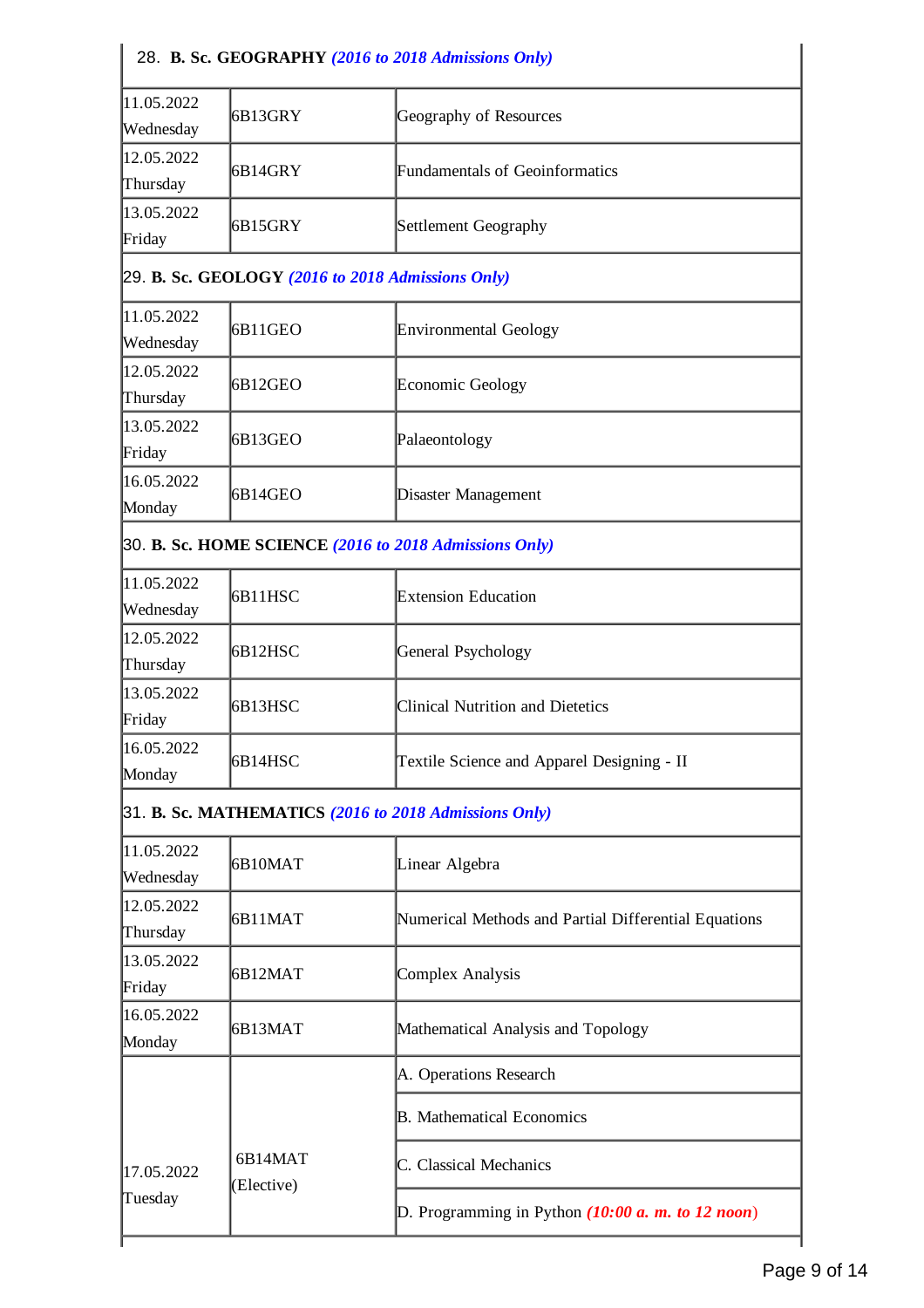28. **B. Sc. GEOGRAPHY** ***(2016 to 2018 Admissions Only)***

| | | |
|---|---|---|
| 11.05.2022 Wednesday | 6B13GRY | Geography of Resources |
| 12.05.2022 Thursday | 6B14GRY | Fundamentals of Geoinformatics |
| 13.05.2022 Friday | 6B15GRY | Settlement Geography |

29. **B. Sc. GEOLOGY** ***(2016 to 2018 Admissions Only)***

| | | |
|---|---|---|
| 11.05.2022 Wednesday | 6B11GEO | Environmental Geology |
| 12.05.2022 Thursday | 6B12GEO | Economic Geology |
| 13.05.2022 Friday | 6B13GEO | Palaeontology |
| 16.05.2022 Monday | 6B14GEO | Disaster Management |

30. **B. Sc. HOME SCIENCE** ***(2016 to 2018 Admissions Only)***

| | | |
|---|---|---|
| 11.05.2022 Wednesday | 6B11HSC | Extension Education |
| 12.05.2022 Thursday | 6B12HSC | General Psychology |
| 13.05.2022 Friday | 6B13HSC | Clinical Nutrition and Dietetics |
| 16.05.2022 Monday | 6B14HSC | Textile Science and Apparel Designing - II |

31. **B. Sc. MATHEMATICS** ***(2016 to 2018 Admissions Only)***

| | | |
|---|---|---|
| 11.05.2022 Wednesday | 6B10MAT | Linear Algebra |
| 12.05.2022 Thursday | 6B11MAT | Numerical Methods and Partial Differential Equations |
| 13.05.2022 Friday | 6B12MAT | Complex Analysis |
| 16.05.2022 Monday | 6B13MAT | Mathematical Analysis and Topology |
| 17.05.2022 Tuesday | 6B14MAT (Elective) | A. Operations Research |
| | | B. Mathematical Economics |
| | | C. Classical Mechanics |
| | | D. Programming in Python ***(10:00 a. m. to 12 noon)*** |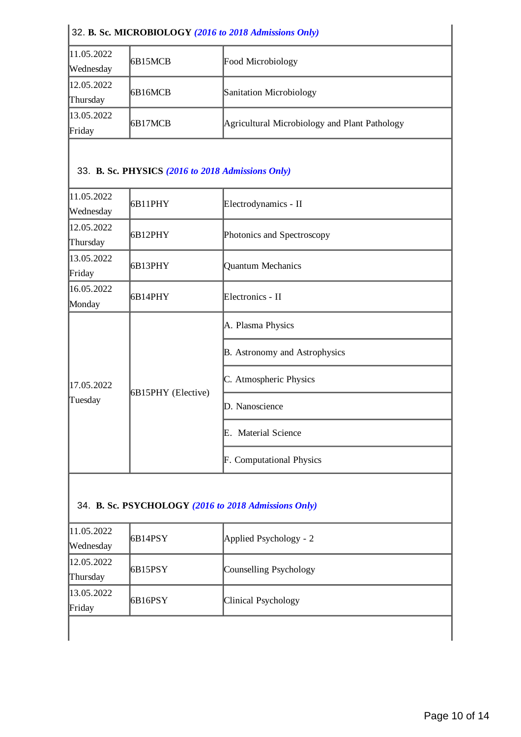32. **B. Sc. MICROBIOLOGY** ***(2016 to 2018 Admissions Only)***

| | | |
|---|---|---|
| 11.05.2022 Wednesday | 6B15MCB | Food Microbiology |
| 12.05.2022 Thursday | 6B16MCB | Sanitation Microbiology |
| 13.05.2022 Friday | 6B17MCB | Agricultural Microbiology and Plant Pathology |

33. **B. Sc. PHYSICS** ***(2016 to 2018 Admissions Only)***

| | | |
|---|---|---|
| 11.05.2022 Wednesday | 6B11PHY | Electrodynamics - II |
| 12.05.2022 Thursday | 6B12PHY | Photonics and Spectroscopy |
| 13.05.2022 Friday | 6B13PHY | Quantum Mechanics |
| 16.05.2022 Monday | 6B14PHY | Electronics - II |
| 17.05.2022 Tuesday | 6B15PHY (Elective) | A. Plasma Physics |
| | | B. Astronomy and Astrophysics |
| | | C. Atmospheric Physics |
| | | D. Nanoscience |
| | | E. Material Science |
| | | F. Computational Physics |

34. **B. Sc. PSYCHOLOGY** ***(2016 to 2018 Admissions Only)***

| | | |
|---|---|---|
| 11.05.2022 Wednesday | 6B14PSY | Applied Psychology - 2 |
| 12.05.2022 Thursday | 6B15PSY | Counselling Psychology |
| 13.05.2022 Friday | 6B16PSY | Clinical Psychology |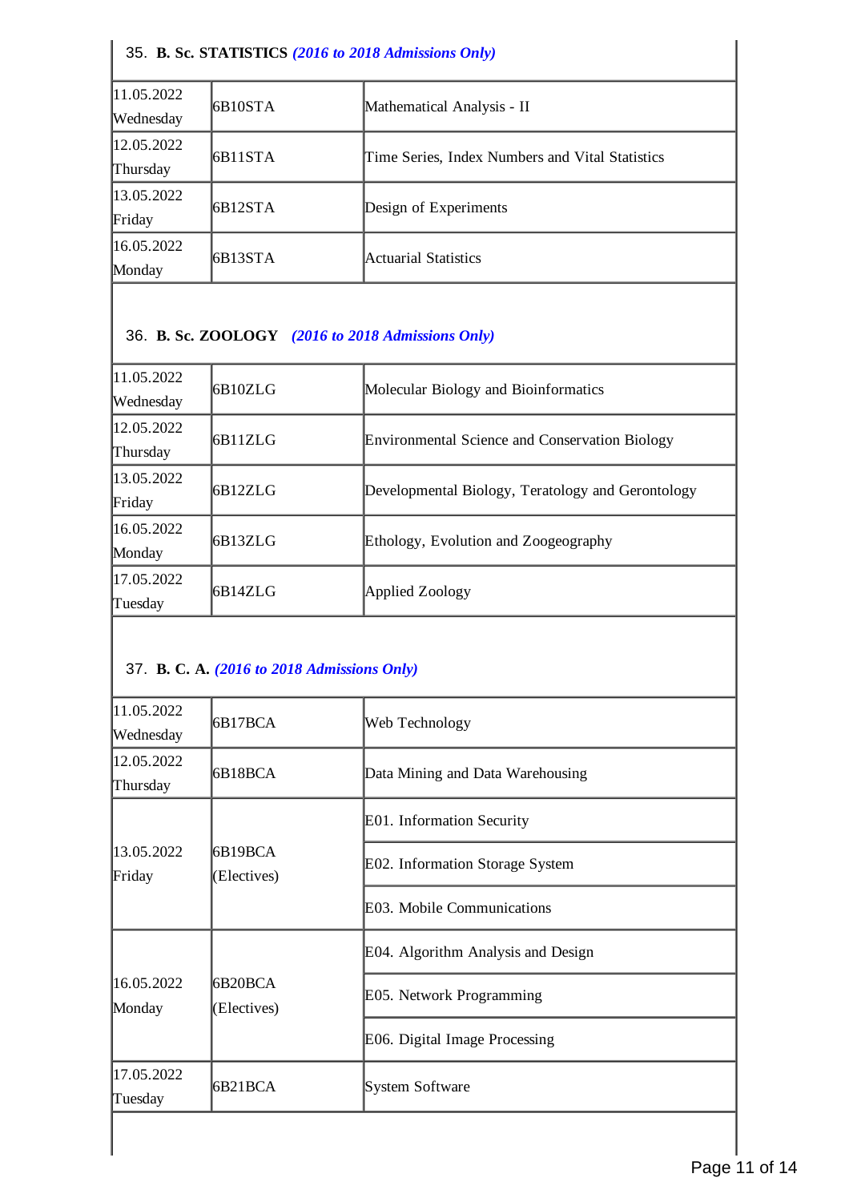35. **B. Sc. STATISTICS** ***(2016 to 2018 Admissions Only)***

| | | |
|---|---|---|
| 11.05.2022 Wednesday | 6B10STA | Mathematical Analysis - II |
| 12.05.2022 Thursday | 6B11STA | Time Series, Index Numbers and Vital Statistics |
| 13.05.2022 Friday | 6B12STA | Design of Experiments |
| 16.05.2022 Monday | 6B13STA | Actuarial Statistics |

36. **B. Sc. ZOOLOGY** ***(2016 to 2018 Admissions Only)***

| | | |
|---|---|---|
| 11.05.2022 Wednesday | 6B10ZLG | Molecular Biology and Bioinformatics |
| 12.05.2022 Thursday | 6B11ZLG | Environmental Science and Conservation Biology |
| 13.05.2022 Friday | 6B12ZLG | Developmental Biology, Teratology and Gerontology |
| 16.05.2022 Monday | 6B13ZLG | Ethology, Evolution and Zoogeography |
| 17.05.2022 Tuesday | 6B14ZLG | Applied Zoology |

37. **B. C. A.** ***(2016 to 2018 Admissions Only)***

| | | |
|---|---|---|
| 11.05.2022 Wednesday | 6B17BCA | Web Technology |
| 12.05.2022 Thursday | 6B18BCA | Data Mining and Data Warehousing |
| 13.05.2022 Friday | 6B19BCA (Electives) | E01. Information Security |
| | | E02. Information Storage System |
| | | E03. Mobile Communications |
| 16.05.2022 Monday | 6B20BCA (Electives) | E04. Algorithm Analysis and Design |
| | | E05. Network Programming |
| | | E06. Digital Image Processing |
| 17.05.2022 Tuesday | 6B21BCA | System Software |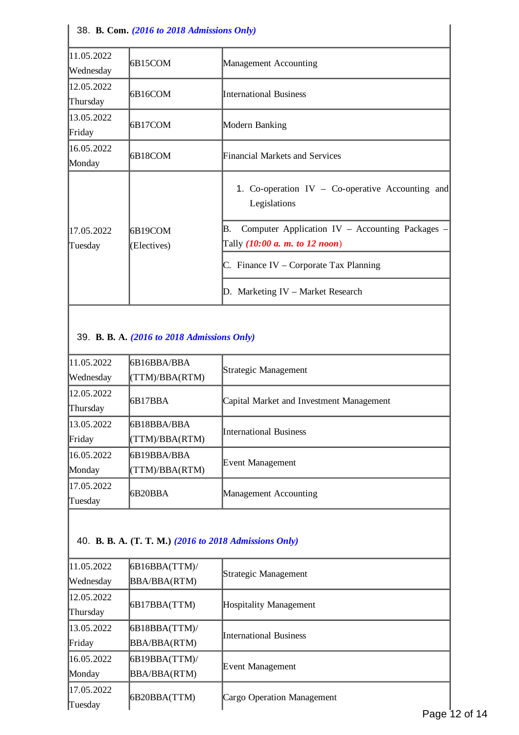38. **B. Com.** ***(2016 to 2018 Admissions Only)***

| | | |
|---|---|---|
| 11.05.2022 Wednesday | 6B15COM | Management Accounting |
| 12.05.2022 Thursday | 6B16COM | International Business |
| 13.05.2022 Friday | 6B17COM | Modern Banking |
| 16.05.2022 Monday | 6B18COM | Financial Markets and Services |
| 17.05.2022 Tuesday | 6B19COM (Electives) | 1. Co-operation IV – Co-operative Accounting and Legislations |
| | | B. Computer Application IV – Accounting Packages – Tally ***(10:00 a. m. to 12 noon)*** |
| | | C. Finance IV – Corporate Tax Planning |
| | | D. Marketing IV – Market Research |

39. **B. B. A.** ***(2016 to 2018 Admissions Only)***

| | | |
|---|---|---|
| 11.05.2022 Wednesday | 6B16BBA/BBA (TTM)/BBA(RTM) | Strategic Management |
| 12.05.2022 Thursday | 6B17BBA | Capital Market and Investment Management |
| 13.05.2022 Friday | 6B18BBA/BBA (TTM)/BBA(RTM) | International Business |
| 16.05.2022 Monday | 6B19BBA/BBA (TTM)/BBA(RTM) | Event Management |
| 17.05.2022 Tuesday | 6B20BBA | Management Accounting |

40. **B. B. A. (T. T. M.)** ***(2016 to 2018 Admissions Only)***

| | | |
|---|---|---|
| 11.05.2022 Wednesday | 6B16BBA(TTM)/ BBA/BBA(RTM) | Strategic Management |
| 12.05.2022 Thursday | 6B17BBA(TTM) | Hospitality Management |
| 13.05.2022 Friday | 6B18BBA(TTM)/ BBA/BBA(RTM) | International Business |
| 16.05.2022 Monday | 6B19BBA(TTM)/ BBA/BBA(RTM) | Event Management |
| 17.05.2022 Tuesday | 6B20BBA(TTM) | Cargo Operation Management |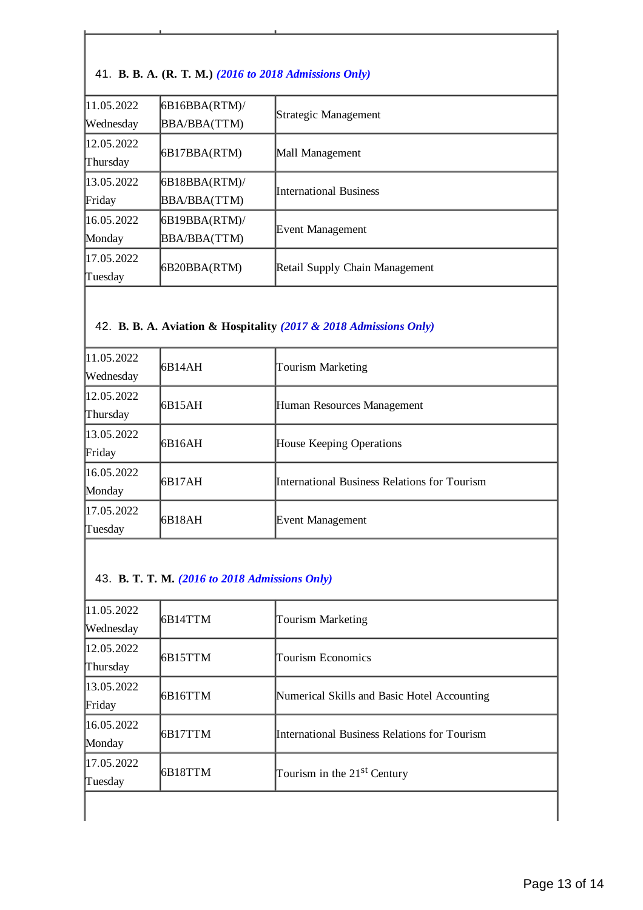41. **B. B. A. (R. T. M.)** ***(2016 to 2018 Admissions Only)***

| | | |
|---|---|---|
| 11.05.2022 Wednesday | 6B16BBA(RTM)/ BBA/BBA(TTM) | Strategic Management |
| 12.05.2022 Thursday | 6B17BBA(RTM) | Mall Management |
| 13.05.2022 Friday | 6B18BBA(RTM)/ BBA/BBA(TTM) | International Business |
| 16.05.2022 Monday | 6B19BBA(RTM)/ BBA/BBA(TTM) | Event Management |
| 17.05.2022 Tuesday | 6B20BBA(RTM) | Retail Supply Chain Management |

42. **B. B. A. Aviation & Hospitality** ***(2017 & 2018 Admissions Only)***

| | | |
|---|---|---|
| 11.05.2022 Wednesday | 6B14AH | Tourism Marketing |
| 12.05.2022 Thursday | 6B15AH | Human Resources Management |
| 13.05.2022 Friday | 6B16AH | House Keeping Operations |
| 16.05.2022 Monday | 6B17AH | International Business Relations for Tourism |
| 17.05.2022 Tuesday | 6B18AH | Event Management |

43. **B. T. T. M.** ***(2016 to 2018 Admissions Only)***

| | | |
|---|---|---|
| 11.05.2022 Wednesday | 6B14TTM | Tourism Marketing |
| 12.05.2022 Thursday | 6B15TTM | Tourism Economics |
| 13.05.2022 Friday | 6B16TTM | Numerical Skills and Basic Hotel Accounting |
| 16.05.2022 Monday | 6B17TTM | International Business Relations for Tourism |
| 17.05.2022 Tuesday | 6B18TTM | Tourism in the 21st Century |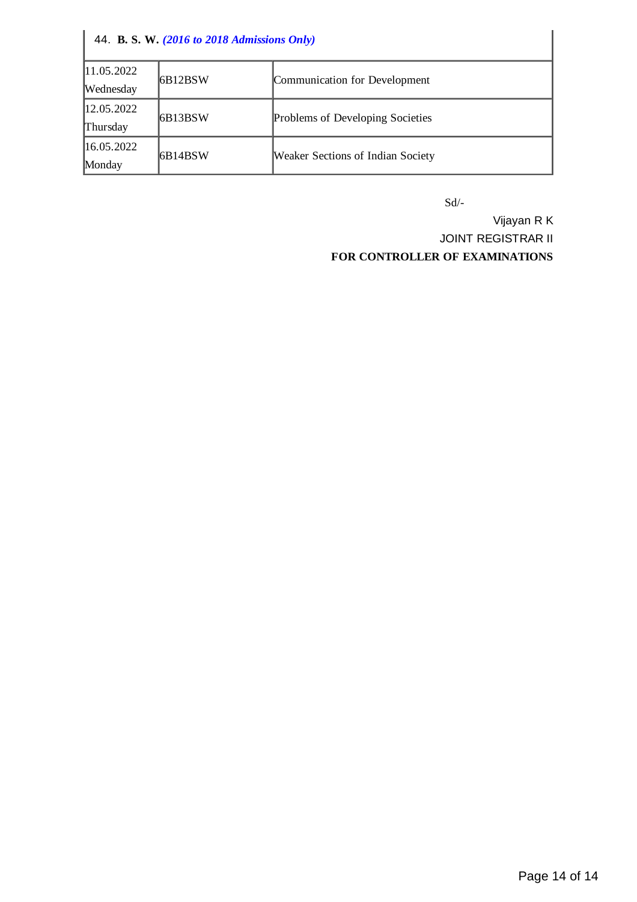44. **B. S. W.** ***(2016 to 2018 Admissions Only)***

| | | |
|---|---|---|
| 11.05.2022 Wednesday | 6B12BSW | Communication for Development |
| 12.05.2022 Thursday | 6B13BSW | Problems of Developing Societies |
| 16.05.2022 Monday | 6B14BSW | Weaker Sections of Indian Society |

Sd/-

Vijayan R K

JOINT REGISTRAR II

**FOR CONTROLLER OF EXAMINATIONS**